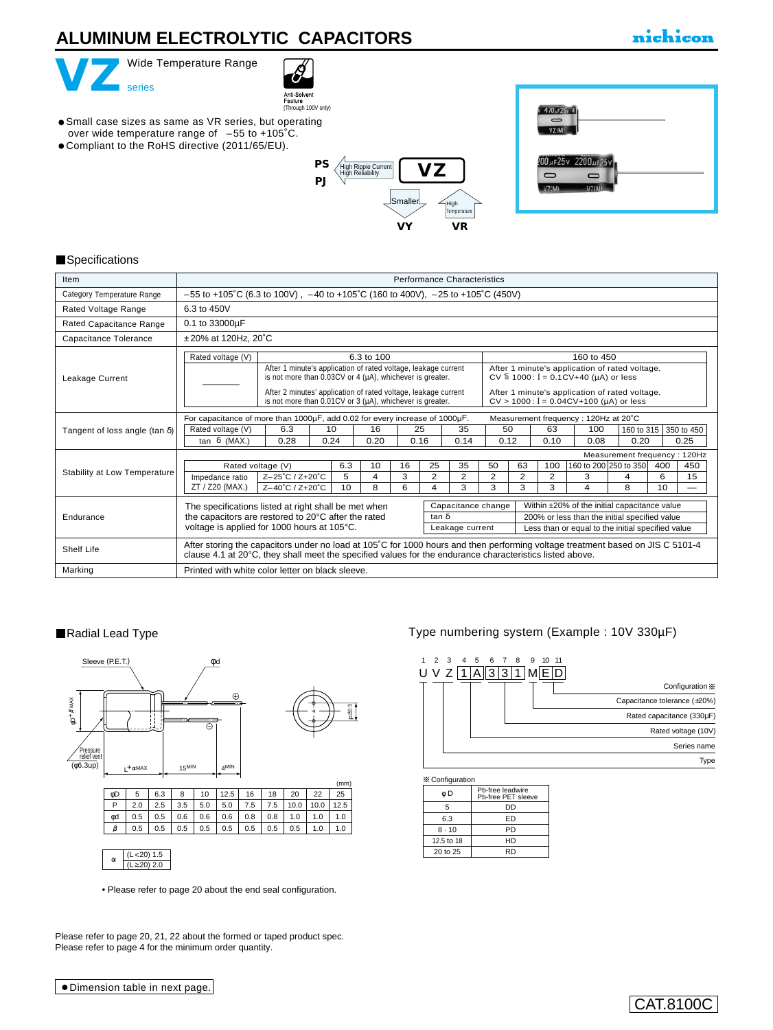# ALUMINUM ELECTROLYTIC CAPACITORS

nichicon

## VZ series

Wide Temperature Range

Anti-Solvent Feature (Through 100V only)

- Small case sizes as same as VR series, but operating over wide temperature range of –55 to +105°C.
- Compliant to the RoHS directive (2011/65/EU).

PS, PJ ← High Ripple Current, High Reliability — **VZ** — Smaller → VY; High Temperature → VR

■Specifications

| Item | Performance Characteristics |
|---|---|
| Category Temperature Range | –55 to +105°C (6.3 to 100V), –40 to +105°C (160 to 400V), –25 to +105°C (450V) |
| Rated Voltage Range | 6.3 to 450V |
| Rated Capacitance Range | 0.1 to 33000μF |
| Capacitance Tolerance | ±20% at 120Hz, 20°C |

**Leakage Current**

| Rated voltage (V) | 6.3 to 100 | 160 to 450 |
|---|---|---|
| — | After 1 minute's application of rated voltage, leakage current is not more than 0.03CV or 4 (μA), whichever is greater. After 2 minutes' application of rated voltage, leakage current is not more than 0.01CV or 3 (μA), whichever is greater. | After 1 minute's application of rated voltage, CV ≦ 1000 : I = 0.1CV+40 (μA) or less. After 1 minute's application of rated voltage, CV > 1000 : I = 0.04CV+100 (μA) or less |

**Tangent of loss angle (tan δ)**

For capacitance of more than 1000μF, add 0.02 for every increase of 1000μF. Measurement frequency : 120Hz at 20°C

| Rated voltage (V) | 6.3 | 10 | 16 | 25 | 35 | 50 | 63 | 100 | 160 to 315 | 350 to 450 |
|---|---|---|---|---|---|---|---|---|---|---|
| tan δ (MAX.) | 0.28 | 0.24 | 0.20 | 0.16 | 0.14 | 0.12 | 0.10 | 0.08 | 0.20 | 0.25 |

**Stability at Low Temperature**

Measurement frequency : 120Hz

| Rated voltage (V) | | 6.3 | 10 | 16 | 25 | 35 | 50 | 63 | 100 | 160 to 200 | 250 to 350 | 400 | 450 |
|---|---|---|---|---|---|---|---|---|---|---|---|---|---|
| Impedance ratio ZT / Z20 (MAX.) | Z–25°C / Z+20°C | 5 | 4 | 3 | 2 | 2 | 2 | 2 | 2 | 3 | 4 | 6 | 15 |
| | Z–40°C / Z+20°C | 10 | 8 | 6 | 4 | 3 | 3 | 3 | 3 | 4 | 8 | 10 | — |

**Endurance**

The specifications listed at right shall be met when the capacitors are restored to 20°C after the rated voltage is applied for 1000 hours at 105°C.

| Capacitance change | Within ±20% of the initial capacitance value |
|---|---|
| tan δ | 200% or less than the initial specified value |
| Leakage current | Less than or equal to the initial specified value |

**Shelf Life**

After storing the capacitors under no load at 105°C for 1000 hours and then performing voltage treatment based on JIS C 5101-4 clause 4.1 at 20°C, they shall meet the specified values for the endurance characteristics listed above.

**Marking**

Printed with white color letter on black sleeve.

■Radial Lead Type

Sleeve (P.E.T.), φd, φD+β MAX, Pressure relief vent (φ6.3up), L+α MAX, 15MIN, 4MIN, P±0.5

(mm)

| φD | 5 | 6.3 | 8 | 10 | 12.5 | 16 | 18 | 20 | 22 | 25 |
|---|---|---|---|---|---|---|---|---|---|---|
| P | 2.0 | 2.5 | 3.5 | 5.0 | 5.0 | 7.5 | 7.5 | 10.0 | 10.0 | 12.5 |
| φd | 0.5 | 0.5 | 0.6 | 0.6 | 0.6 | 0.8 | 0.8 | 1.0 | 1.0 | 1.0 |
| β | 0.5 | 0.5 | 0.5 | 0.5 | 0.5 | 0.5 | 0.5 | 0.5 | 1.0 | 1.0 |

| α | (L<20) 1.5 |
|---|---|
| | (L≧20) 2.0 |

• Please refer to page 20 about the end seal configuration.

Type numbering system (Example : 10V 330μF)

| 1 | 2 | 3 | 4 | 5 | 6 | 7 | 8 | 9 | 10 | 11 |
|---|---|---|---|---|---|---|---|---|---|---|
| U | V | Z | 1 | A | 3 | 3 | 1 | M | E | D |

- 1: Type
- 2–3: Series name
- 4–5: Rated voltage (10V)
- 6–8: Rated capacitance (330μF)
- 9: Capacitance tolerance (±20%)
- 10–11: Configuration ※

※ Configuration

| φD | Pb-free leadwire Pb-free PET sleeve |
|---|---|
| 5 | DD |
| 6.3 | ED |
| 8 · 10 | PD |
| 12.5 to 18 | HD |
| 20 to 25 | RD |

Please refer to page 20, 21, 22 about the formed or taped product spec.
Please refer to page 4 for the minimum order quantity.

● Dimension table in next page.

CAT.8100C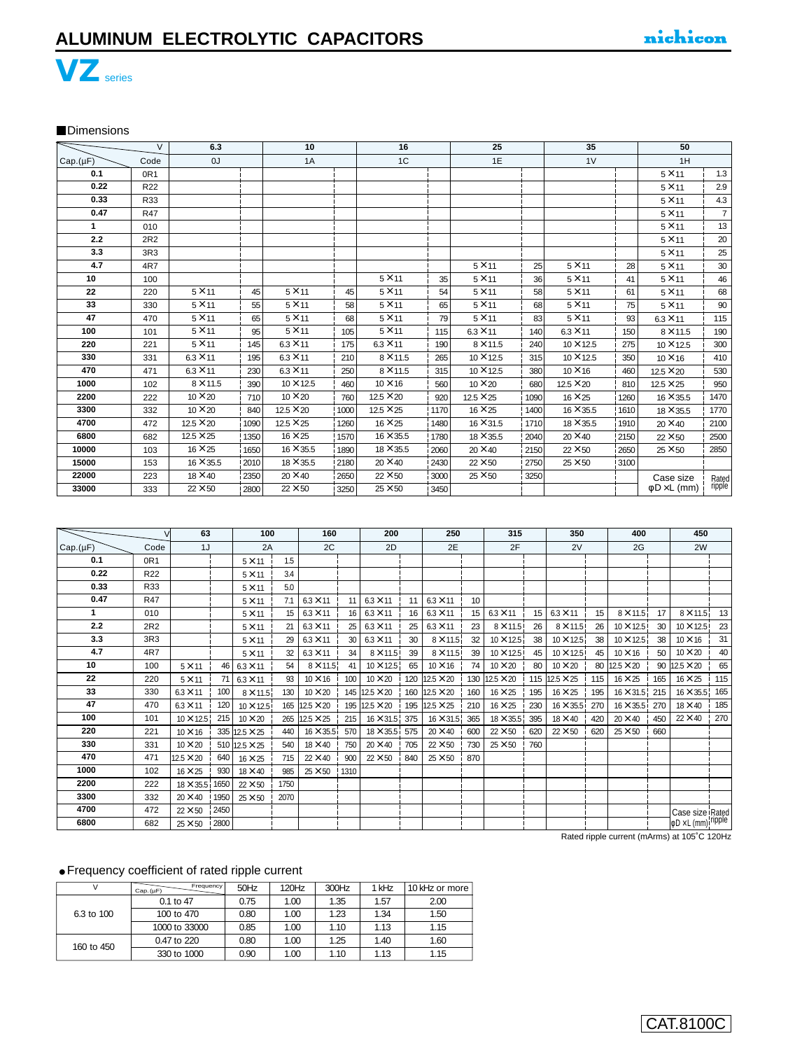# ALUMINUM ELECTROLYTIC CAPACITORS

## VZ series

### ■Dimensions

| Cap.(µF) | V / Code | 6.3 / 0J | | 10 / 1A | | 16 / 1C | | 25 / 1E | | 35 / 1V | | 50 / 1H | |
|---|---|---|---|---|---|---|---|---|---|---|---|---|---|
| 0.1 | 0R1 | | | | | | | | | | | 5×11 | 1.3 |
| 0.22 | R22 | | | | | | | | | | | 5×11 | 2.9 |
| 0.33 | R33 | | | | | | | | | | | 5×11 | 4.3 |
| 0.47 | R47 | | | | | | | | | | | 5×11 | 7 |
| 1 | 010 | | | | | | | | | | | 5×11 | 13 |
| 2.2 | 2R2 | | | | | | | | | | | 5×11 | 20 |
| 3.3 | 3R3 | | | | | | | | | | | 5×11 | 25 |
| 4.7 | 4R7 | | | | | | | 5×11 | 25 | 5×11 | 28 | 5×11 | 30 |
| 10 | 100 | | | | | 5×11 | 35 | 5×11 | 36 | 5×11 | 41 | 5×11 | 46 |
| 22 | 220 | 5×11 | 45 | 5×11 | 45 | 5×11 | 54 | 5×11 | 58 | 5×11 | 61 | 5×11 | 68 |
| 33 | 330 | 5×11 | 55 | 5×11 | 58 | 5×11 | 65 | 5×11 | 68 | 5×11 | 75 | 5×11 | 90 |
| 47 | 470 | 5×11 | 65 | 5×11 | 68 | 5×11 | 79 | 5×11 | 83 | 5×11 | 93 | 6.3×11 | 115 |
| 100 | 101 | 5×11 | 95 | 5×11 | 105 | 5×11 | 115 | 6.3×11 | 140 | 6.3×11 | 150 | 8×11.5 | 190 |
| 220 | 221 | 5×11 | 145 | 6.3×11 | 175 | 6.3×11 | 190 | 8×11.5 | 240 | 10×12.5 | 275 | 10×12.5 | 300 |
| 330 | 331 | 6.3×11 | 195 | 6.3×11 | 210 | 8×11.5 | 265 | 10×12.5 | 315 | 10×12.5 | 350 | 10×16 | 410 |
| 470 | 471 | 6.3×11 | 230 | 6.3×11 | 250 | 8×11.5 | 315 | 10×12.5 | 380 | 10×16 | 460 | 12.5×20 | 530 |
| 1000 | 102 | 8×11.5 | 390 | 10×12.5 | 460 | 10×16 | 560 | 10×20 | 680 | 12.5×20 | 810 | 12.5×25 | 950 |
| 2200 | 222 | 10×20 | 710 | 10×20 | 760 | 12.5×20 | 920 | 12.5×25 | 1090 | 16×25 | 1260 | 16×35.5 | 1470 |
| 3300 | 332 | 10×20 | 840 | 12.5×20 | 1000 | 12.5×25 | 1170 | 16×25 | 1400 | 16×35.5 | 1610 | 18×35.5 | 1770 |
| 4700 | 472 | 12.5×20 | 1090 | 12.5×25 | 1260 | 16×25 | 1480 | 16×31.5 | 1710 | 18×35.5 | 1910 | 20×40 | 2100 |
| 6800 | 682 | 12.5×25 | 1350 | 16×25 | 1570 | 16×35.5 | 1780 | 18×35.5 | 2040 | 20×40 | 2150 | 22×50 | 2500 |
| 10000 | 103 | 16×25 | 1650 | 16×35.5 | 1890 | 18×35.5 | 2060 | 20×40 | 2150 | 22×50 | 2650 | 25×50 | 2850 |
| 15000 | 153 | 16×35.5 | 2010 | 18×35.5 | 2180 | 20×40 | 2430 | 22×50 | 2750 | 25×50 | 3100 | | |
| 22000 | 223 | 18×40 | 2350 | 20×40 | 2650 | 22×50 | 3000 | 25×50 | 3250 | | | Case size φD×L (mm) | Rated ripple |
| 33000 | 333 | 22×50 | 2800 | 22×50 | 3250 | 25×50 | 3450 | | | | | | |

| Cap.(µF) | V / Code | 63 / 1J | | 100 / 2A | | 160 / 2C | | 200 / 2D | | 250 / 2E | | 315 / 2F | | 350 / 2V | | 400 / 2G | | 450 / 2W | |
|---|---|---|---|---|---|---|---|---|---|---|---|---|---|---|---|---|---|---|---|
| 0.1 | 0R1 | | | 5×11 | 1.5 | | | | | | | | | | | | | | |
| 0.22 | R22 | | | 5×11 | 3.4 | | | | | | | | | | | | | | |
| 0.33 | R33 | | | 5×11 | 5.0 | | | | | | | | | | | | | | |
| 0.47 | R47 | | | 5×11 | 7.1 | 6.3×11 | 11 | 6.3×11 | 11 | 6.3×11 | 10 | | | | | | | | |
| 1 | 010 | | | 5×11 | 15 | 6.3×11 | 16 | 6.3×11 | 16 | 6.3×11 | 15 | 6.3×11 | 15 | 6.3×11 | 15 | 8×11.5 | 17 | 8×11.5 | 13 |
| 2.2 | 2R2 | | | 5×11 | 21 | 6.3×11 | 25 | 6.3×11 | 25 | 6.3×11 | 23 | 8×11.5 | 26 | 8×11.5 | 26 | 10×12.5 | 30 | 10×12.5 | 23 |
| 3.3 | 3R3 | | | 5×11 | 29 | 6.3×11 | 30 | 6.3×11 | 30 | 8×11.5 | 32 | 10×12.5 | 38 | 10×12.5 | 38 | 10×12.5 | 38 | 10×16 | 31 |
| 4.7 | 4R7 | | | 5×11 | 32 | 6.3×11 | 34 | 8×11.5 | 39 | 8×11.5 | 39 | 10×12.5 | 45 | 10×12.5 | 45 | 10×16 | 50 | 10×20 | 40 |
| 10 | 100 | 5×11 | 46 | 6.3×11 | 54 | 8×11.5 | 41 | 10×12.5 | 65 | 10×16 | 74 | 10×20 | 80 | 10×20 | 80 | 12.5×20 | 90 | 12.5×20 | 65 |
| 22 | 220 | 5×11 | 71 | 6.3×11 | 93 | 10×16 | 100 | 10×20 | 120 | 12.5×20 | 130 | 12.5×20 | 115 | 12.5×25 | 115 | 16×25 | 165 | 16×25 | 115 |
| 33 | 330 | 6.3×11 | 100 | 8×11.5 | 130 | 10×20 | 145 | 12.5×20 | 160 | 12.5×20 | 160 | 16×25 | 195 | 16×25 | 195 | 16×31.5 | 215 | 16×35.5 | 165 |
| 47 | 470 | 6.3×11 | 120 | 10×12.5 | 165 | 12.5×20 | 195 | 12.5×20 | 195 | 12.5×25 | 210 | 16×25 | 230 | 16×35.5 | 270 | 16×35.5 | 270 | 18×40 | 185 |
| 100 | 101 | 10×12.5 | 215 | 10×20 | 265 | 12.5×25 | 215 | 16×31.5 | 375 | 16×31.5 | 365 | 18×35.5 | 395 | 18×40 | 420 | 20×40 | 450 | 22×40 | 270 |
| 220 | 221 | 10×16 | 335 | 12.5×25 | 440 | 16×35.5 | 570 | 18×35.5 | 575 | 20×40 | 600 | 22×50 | 620 | 22×50 | 620 | 25×50 | 660 | | |
| 330 | 331 | 10×20 | 510 | 12.5×25 | 540 | 18×40 | 750 | 20×40 | 705 | 22×50 | 730 | 25×50 | 760 | | | | | | |
| 470 | 471 | 12.5×20 | 640 | 16×25 | 715 | 22×40 | 900 | 22×50 | 840 | 25×50 | 870 | | | | | | | | |
| 1000 | 102 | 16×25 | 930 | 18×40 | 985 | 25×50 | 1310 | | | | | | | | | | | | |
| 2200 | 222 | 18×35.5 | 1650 | 22×50 | 1750 | | | | | | | | | | | | | | |
| 3300 | 332 | 20×40 | 1950 | 25×50 | 2070 | | | | | | | | | | | | | | |
| 4700 | 472 | 22×50 | 2450 | | | | | | | | | | | | | | | Case size φD×L (mm) | Rated ripple |
| 6800 | 682 | 25×50 | 2800 | | | | | | | | | | | | | | | | |

Rated ripple current (mArms) at 105°C 120Hz

### ● Frequency coefficient of rated ripple current

| V | Cap. (µF) / Frequency | 50Hz | 120Hz | 300Hz | 1 kHz | 10 kHz or more |
|---|---|---|---|---|---|---|
| 6.3 to 100 | 0.1 to 47 | 0.75 | 1.00 | 1.35 | 1.57 | 2.00 |
| | 100 to 470 | 0.80 | 1.00 | 1.23 | 1.34 | 1.50 |
| | 1000 to 33000 | 0.85 | 1.00 | 1.10 | 1.13 | 1.15 |
| 160 to 450 | 0.47 to 220 | 0.80 | 1.00 | 1.25 | 1.40 | 1.60 |
| | 330 to 1000 | 0.90 | 1.00 | 1.10 | 1.13 | 1.15 |

CAT.8100C